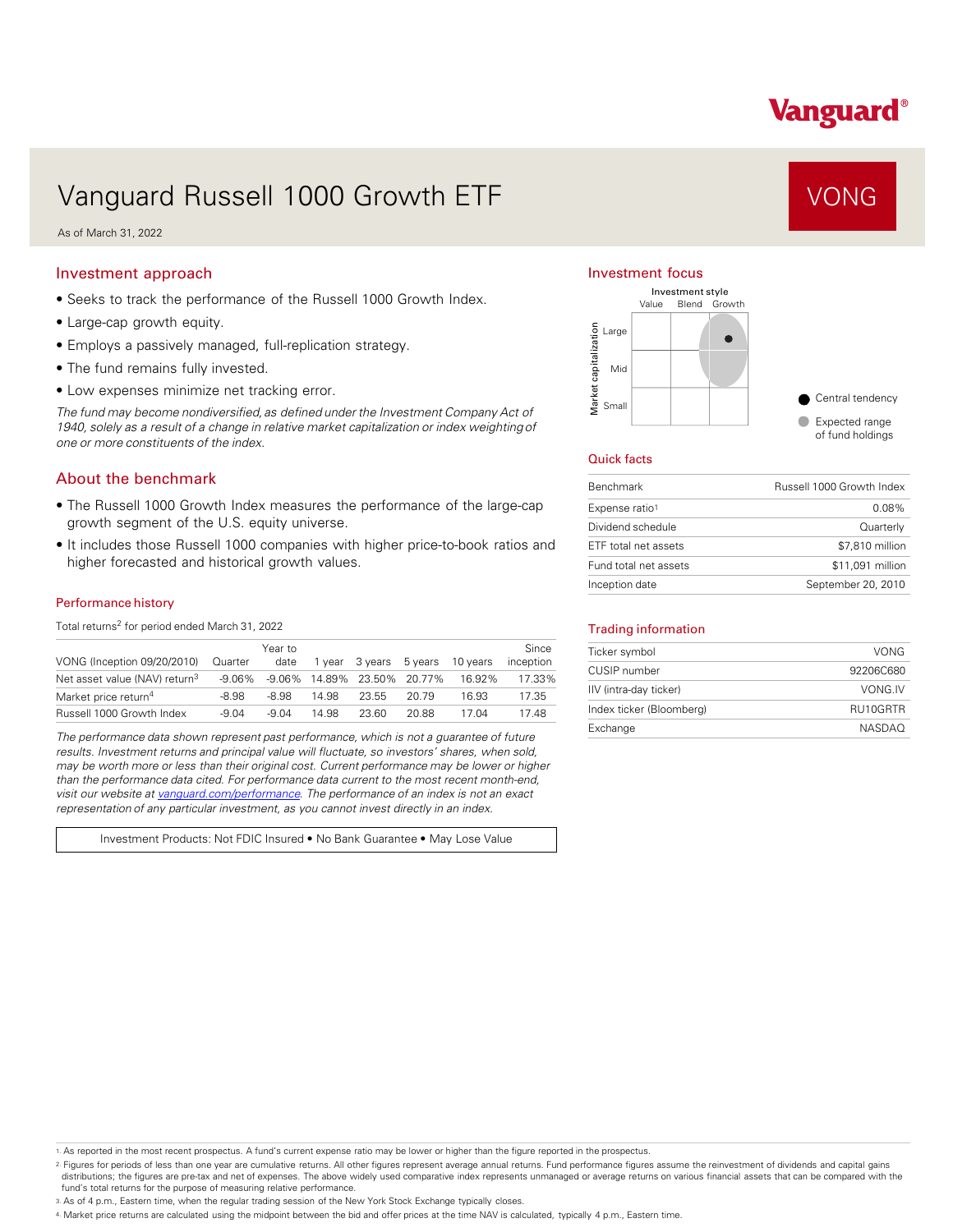Vanguard®

# Vanguard Russell 1000 Growth ETF

VONG

As of March 31, 2022

## Investment approach

- Seeks to track the performance of the Russell 1000 Growth Index.
- Large-cap growth equity.
- Employs a passively managed, full-replication strategy.
- The fund remains fully invested.
- Low expenses minimize net tracking error.

*The fund may become nondiversified, as defined under the Investment Company Act of 1940, solely as a result of a change in relative market capitalization or index weighting of one or more constituents of the index.*

## About the benchmark

- The Russell 1000 Growth Index measures the performance of the large-cap growth segment of the U.S. equity universe.
- It includes those Russell 1000 companies with higher price-to-book ratios and higher forecasted and historical growth values.

### Performance history

Total returns[2] for period ended March 31, 2022

| VONG (Inception 09/20/2010) | Quarter | Year to date | 1 year | 3 years | 5 years | 10 years | Since inception |
|---|---|---|---|---|---|---|---|
| Net asset value (NAV) return[3] | -9.06% | -9.06% | 14.89% | 23.50% | 20.77% | 16.92% | 17.33% |
| Market price return[4] | -8.98 | -8.98 | 14.98 | 23.55 | 20.79 | 16.93 | 17.35 |
| Russell 1000 Growth Index | -9.04 | -9.04 | 14.98 | 23.60 | 20.88 | 17.04 | 17.48 |

*The performance data shown represent past performance, which is not a guarantee of future results. Investment returns and principal value will fluctuate, so investors' shares, when sold, may be worth more or less than their original cost. Current performance may be lower or higher than the performance data cited. For performance data current to the most recent month-end, visit our website at vanguard.com/performance. The performance of an index is not an exact representation of any particular investment, as you cannot invest directly in an index.*

Investment Products: Not FDIC Insured • No Bank Guarantee • May Lose Value

## Investment focus

Investment style: Value, Blend, Growth

Market capitalization: Large, Mid, Small

Central tendency

Expected range of fund holdings

## Quick facts

| | |
|---|---|
| Benchmark | Russell 1000 Growth Index |
| Expense ratio[1] | 0.08% |
| Dividend schedule | Quarterly |
| ETF total net assets | $7,810 million |
| Fund total net assets | $11,091 million |
| Inception date | September 20, 2010 |

## Trading information

| | |
|---|---|
| Ticker symbol | VONG |
| CUSIP number | 92206C680 |
| IIV (intra-day ticker) | VONG.IV |
| Index ticker (Bloomberg) | RU10GRTR |
| Exchange | NASDAQ |

1. As reported in the most recent prospectus. A fund's current expense ratio may be lower or higher than the figure reported in the prospectus.
2. Figures for periods of less than one year are cumulative returns. All other figures represent average annual returns. Fund performance figures assume the reinvestment of dividends and capital gains distributions; the figures are pre-tax and net of expenses. The above widely used comparative index represents unmanaged or average returns on various financial assets that can be compared with the fund's total returns for the purpose of measuring relative performance.
3. As of 4 p.m., Eastern time, when the regular trading session of the New York Stock Exchange typically closes.
4. Market price returns are calculated using the midpoint between the bid and offer prices at the time NAV is calculated, typically 4 p.m., Eastern time.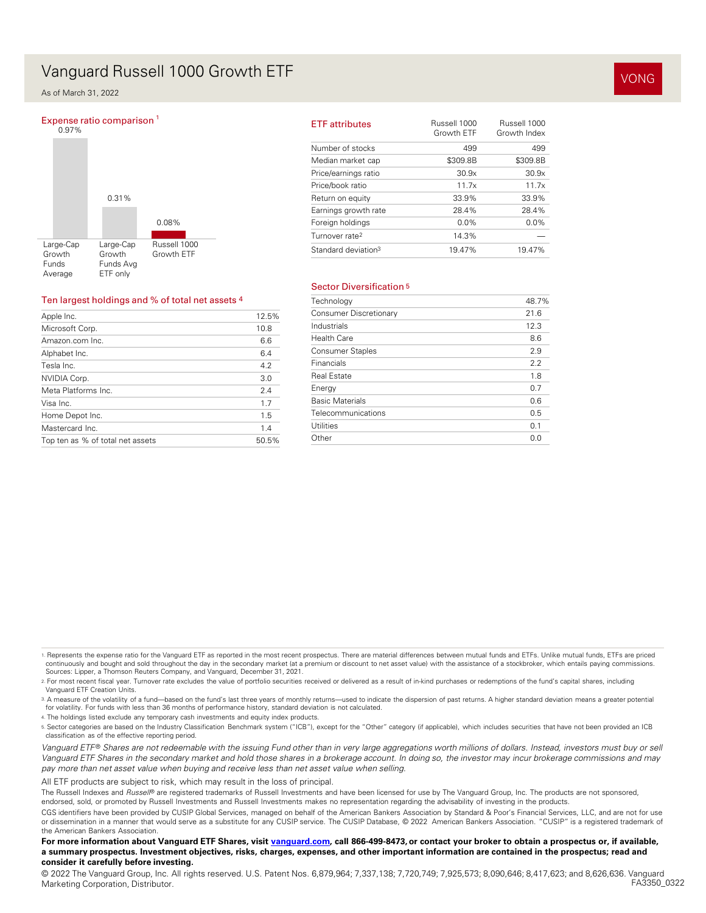# Vanguard Russell 1000 Growth ETF

As of March 31, 2022

VONG

## Expense ratio comparison [1]

0.97%

0.31%

0.08%

Large-Cap Growth Funds Average

Large-Cap Growth Funds Avg ETF only

Russell 1000 Growth ETF

## Ten largest holdings and % of total net assets [4]

| | |
|---|---|
| Apple Inc. | 12.5% |
| Microsoft Corp. | 10.8 |
| Amazon.com Inc. | 6.6 |
| Alphabet Inc. | 6.4 |
| Tesla Inc. | 4.2 |
| NVIDIA Corp. | 3.0 |
| Meta Platforms Inc. | 2.4 |
| Visa Inc. | 1.7 |
| Home Depot Inc. | 1.5 |
| Mastercard Inc. | 1.4 |
| Top ten as % of total net assets | 50.5% |

## ETF attributes

| | Russell 1000 Growth ETF | Russell 1000 Growth Index |
|---|---|---|
| Number of stocks | 499 | 499 |
| Median market cap | $309.8B | $309.8B |
| Price/earnings ratio | 30.9x | 30.9x |
| Price/book ratio | 11.7x | 11.7x |
| Return on equity | 33.9% | 33.9% |
| Earnings growth rate | 28.4% | 28.4% |
| Foreign holdings | 0.0% | 0.0% |
| Turnover rate[2] | 14.3% | — |
| Standard deviation[3] | 19.47% | 19.47% |

## Sector Diversification [5]

| | |
|---|---|
| Technology | 48.7% |
| Consumer Discretionary | 21.6 |
| Industrials | 12.3 |
| Health Care | 8.6 |
| Consumer Staples | 2.9 |
| Financials | 2.2 |
| Real Estate | 1.8 |
| Energy | 0.7 |
| Basic Materials | 0.6 |
| Telecommunications | 0.5 |
| Utilities | 0.1 |
| Other | 0.0 |

1. Represents the expense ratio for the Vanguard ETF as reported in the most recent prospectus. There are material differences between mutual funds and ETFs. Unlike mutual funds, ETFs are priced continuously and bought and sold throughout the day in the secondary market (at a premium or discount to net asset value) with the assistance of a stockbroker, which entails paying commissions. Sources: Lipper, a Thomson Reuters Company, and Vanguard, December 31, 2021.

2. For most recent fiscal year. Turnover rate excludes the value of portfolio securities received or delivered as a result of in-kind purchases or redemptions of the fund's capital shares, including Vanguard ETF Creation Units.

3. A measure of the volatility of a fund—based on the fund's last three years of monthly returns—used to indicate the dispersion of past returns. A higher standard deviation means a greater potential for volatility. For funds with less than 36 months of performance history, standard deviation is not calculated.

4. The holdings listed exclude any temporary cash investments and equity index products.

5. Sector categories are based on the Industry Classification Benchmark system ("ICB"), except for the "Other" category (if applicable), which includes securities that have not been provided an ICB classification as of the effective reporting period.

*Vanguard ETF® Shares are not redeemable with the issuing Fund other than in very large aggregations worth millions of dollars. Instead, investors must buy or sell Vanguard ETF Shares in the secondary market and hold those shares in a brokerage account. In doing so, the investor may incur brokerage commissions and may pay more than net asset value when buying and receive less than net asset value when selling.*

All ETF products are subject to risk, which may result in the loss of principal.

The Russell Indexes and *Russell*® are registered trademarks of Russell Investments and have been licensed for use by The Vanguard Group, Inc. The products are not sponsored, endorsed, sold, or promoted by Russell Investments and Russell Investments makes no representation regarding the advisability of investing in the products.

CGS identifiers have been provided by CUSIP Global Services, managed on behalf of the American Bankers Association by Standard & Poor's Financial Services, LLC, and are not for use or dissemination in a manner that would serve as a substitute for any CUSIP service. The CUSIP Database, © 2022 American Bankers Association. "CUSIP" is a registered trademark of the American Bankers Association.

**For more information about Vanguard ETF Shares, visit vanguard.com, call 866-499-8473, or contact your broker to obtain a prospectus or, if available, a summary prospectus. Investment objectives, risks, charges, expenses, and other important information are contained in the prospectus; read and consider it carefully before investing.**

© 2022 The Vanguard Group, Inc. All rights reserved. U.S. Patent Nos. 6,879,964; 7,337,138; 7,720,749; 7,925,573; 8,090,646; 8,417,623; and 8,626,636. Vanguard Marketing Corporation, Distributor.

FA3350_0322